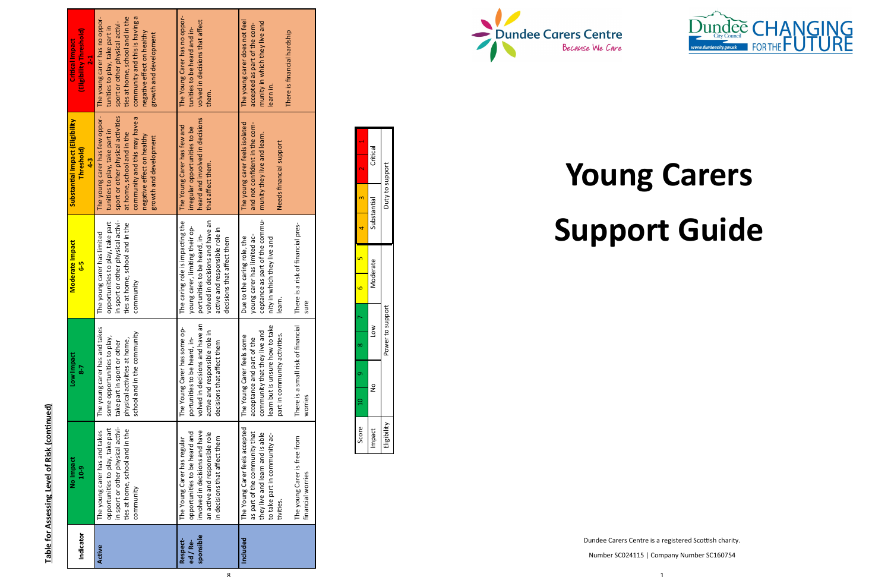**Table for Assessing Level of Risk (continued)**

| Indicator | No Impact 10-9 | Low Impact 8-7 | Moderate Impact 6-5 | Substantial Impact (Eligibility Threshold) 4-3 | Critical Impact (Eligibility Threshold) 2-1 |
|---|---|---|---|---|---|
| Active | The young carer has and takes opportunities to play, take part in sport or other physical activities at home, school and in the community | The young carer has and takes some opportunities to play, take part in sport or other physical activities at home, school and in the community | The young carer has limited opportunities to play, take part in sport or other physical activities at home, school and in the community | The young carer has few opportunities to play, take part in sport or other physical activities at home, school and in the community and this may have a negative effect on healthy growth and development | The young carer has no opportunities to play, take part in sport or other physical activities at home, school and in the community and this is having a negative effect on healthy growth and development |
| Respected / Responsible | The Young Carer has regular opportunities to be heard and involved in decisions and have an active and responsible role in decisions that affect them | The Young Carer has some opportunities to be heard, involved in decisions and have an active and responsible role in decisions that affect them | The caring role is impacting the young carer, limiting their opportunities to be heard, involved in decisions and have an active and responsible role in decisions that affect them | The Young Carer has few and irregular opportunities to be heard and involved in decisions that affect them. | The Young Carer has no opportunities to be heard and involved in decisions that affect them. |
| Included | The Young Carer feels accepted as part of the community that they live and learn and is able to take part in community activities.<br><br>The young Carer is free from financial worries | The Young Carer feels some acceptance and part of the community that they live and learn but is unsure how to take part in community activities.<br><br>There is a small risk of financial worries | Due to the caring role, the young carer has limited acceptance as part of the community in which they live and learn.<br><br>There is a risk of financial pressure | The young carer feels isolated and not confident in the community they live and learn.<br><br>Needs financial support | The young carer does not feel accepted as part of the community in which they live and learn in.<br><br>There is financial hardship |

| Score | 10 | 9 | 8 | 7 | 6 | 5 | 4 | 3 | 2 | 1 |
|---|---|---|---|---|---|---|---|---|---|---|
| Impact | No | | Low | | Moderate | | Substantial | | Critical | |
| Eligibility | Power to support | | | | | | Duty to support | | | |

Dundee Carers Centre
*Because We Care*

Dundee City Council — CHANGING FOR THE FUTURE
www.dundeecity.gov.uk

# Young Carers Support Guide

Dundee Carers Centre is a registered Scottish charity.

Number SC024115 | Company Number SC160754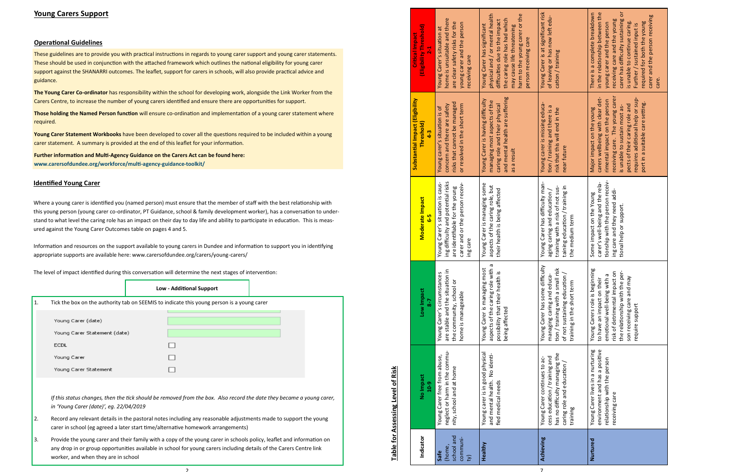## Young Carers Support

### Operational Guidelines

These guidelines are to provide you with practical instructions in regards to young carer support and young carer statements. These should be used in conjunction with the attached framework which outlines the national eligibility for young carer support against the SHANARRI outcomes. The leaflet, support for carers in schools, will also provide practical advice and guidance.

**The Young Carer Co-ordinator** has responsibility within the school for developing work, alongside the Link Worker from the Carers Centre, to increase the number of young carers identified and ensure there are opportunities for support.

**Those holding the Named Person function** will ensure co-ordination and implementation of a young carer statement where required.

**Young Carer Statement Workbooks** have been developed to cover all the questions required to be included within a young carer statement. A summary is provided at the end of this leaflet for your information.

**Further information and Multi-Agency Guidance on the Carers Act can be found here:**
**www.carersofdundee.org/workforce/multi-agency-guidance-toolkit/**

### Identified Young Carer

Where a young carer is identified you (named person) must ensure that the member of staff with the best relationship with this young person (young carer co-ordinator, PT Guidance, school & family development worker), has a conversation to understand to what level the caring role has an impact on their day to day life and ability to participate in education. This is measured against the Young Carer Outcomes table on pages 4 and 5.

Information and resources on the support available to young carers in Dundee and information to support you in identifying appropriate supports are available here: www.carersofdundee.org/carers/young-carers/

The level of impact identified during this conversation will determine the next stages of intervention:

**Low - Additional Support**

1. Tick the box on the authority tab on SEEMIS to indicate this young person is a young carer

| | |
|---|---|
| Young Carer (date) | |
| Young Carer Statement (date) | |
| ECDL | ☐ |
| Young Carer | ☐ |
| Young Carer Statement | ☐ |

*If this status changes, then the tick should be removed from the box. Also record the date they became a young carer, in 'Young Carer (date)', eg. 22/04/2019*

2. Record any relevant details in the pastoral notes including any reasonable adjustments made to support the young carer in school (eg agreed a later start time/alternative homework arrangements)
3. Provide the young carer and their family with a copy of the young carer in schools policy, leaflet and information on any drop in or group opportunities available in school for young carers including details of the Carers Centre link worker, and when they are in school

## Table for Assessing Level of Risk

| Indicator | No Impact 10-9 | Low Impact 8-7 | Moderate Impact 6-5 | Substantial Impact (Eligibility Threshold) 4-3 | Critical Impact (Eligibility Threshold) 2-1 |
|---|---|---|---|---|---|
| **Safe** (home, school and community) | Young Carer free from abuse, neglect or harm in the community, school and at home | Young Carer's circumstances are stable and the situation in the community, school or home is manageable | Young Carer's situation is causing difficulty and potential risks are identifiable for the young carer and or the person receiving care | Young carer's situation is of concern and there are safety risks that cannot be managed or resolved in the short term | Young Carer's situation at home is unsuitable and there are clear safety risks for the young carer and the person receiving care |
| **Healthy** | Young carer is in good physical and mental health. No identified medical needs | Young Carer is managing most aspects of the caring role with a possibility that their health is being affected | Young Carer is managing some aspects of the caring role, but their health is being affected | Young Carer is having difficulty managing most aspects of the caring role and their physical and mental health are suffering as a result | Young Carer has significant physical and / or mental health difficulties due to the impact the caring role has had which may cause life threatening harm to the young carer or the person receiving care |
| **Achieving** | Young Carer continues to access education / training and has no difficulty managing the caring role and education / training | Young Carer has some difficulty managing caring and education / training with a small risk of not sustaining education / training in the short term | Young Carer has difficulty managing caring and education / training with a risk of not sustaining education / training in the medium term | Young carer is missing education / training and there is a risk that this will end in the near future | Young Carer is at significant risk of leaving or has now left education / training |
| **Nurtured** | Young Carer lives in a nurturing environment and has a positive relationship with the person receiving care | Young Carers role is beginning to have an impact on their emotional well-being with a risk of detrimental impact on the relationship with the person receiving care and may require support | Some impact on the Young carer's well-being and the relationship with the person receiving care and they need additional help or support. | Major impact on the young carers wellbeing with clear detrimental impact on the person receiving care. The young carer is unable to sustain most aspects of their caring role and requires additional help or support in a suitable care setting. | There is a complete breakdown in the relationship between the young carer and the person receiving care and the young carer has difficulty sustaining or is unable to continue caring. Further / sustained input is required for both the young carer and the person receiving care. |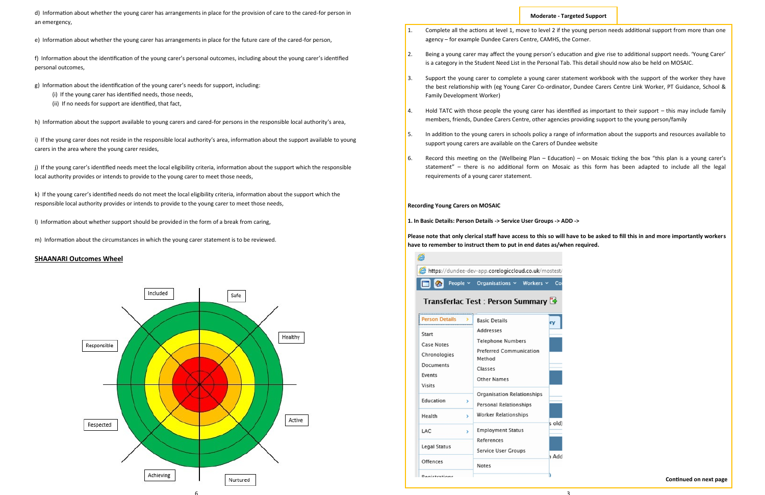d) Information about whether the young carer has arrangements in place for the provision of care to the cared-for person in an emergency,

e) Information about whether the young carer has arrangements in place for the future care of the cared-for person,

f) Information about the identification of the young carer's personal outcomes, including about the young carer's identified personal outcomes,

g) Information about the identification of the young carer's needs for support, including:

(i) If the young carer has identified needs, those needs,

(ii) If no needs for support are identified, that fact,

h) Information about the support available to young carers and cared-for persons in the responsible local authority's area,

i) If the young carer does not reside in the responsible local authority's area, information about the support available to young carers in the area where the young carer resides,

j) If the young carer's identified needs meet the local eligibility criteria, information about the support which the responsible local authority provides or intends to provide to the young carer to meet those needs,

k) If the young carer's identified needs do not meet the local eligibility criteria, information about the support which the responsible local authority provides or intends to provide to the young carer to meet those needs,

l) Information about whether support should be provided in the form of a break from caring,

m) Information about the circumstances in which the young carer statement is to be reviewed.

## SHAANARI Outcomes Wheel

Included | Safe | Healthy | Active | Nurtured | Achieving | Respected | Responsible

**Moderate - Targeted Support**

1. Complete all the actions at level 1, move to level 2 if the young person needs additional support from more than one agency – for example Dundee Carers Centre, CAMHS, the Corner.
2. Being a young carer may affect the young person's education and give rise to additional support needs. 'Young Carer' is a category in the Student Need List in the Personal Tab. This detail should now also be held on MOSAIC.
3. Support the young carer to complete a young carer statement workbook with the support of the worker they have the best relationship with (eg Young Carer Co-ordinator, Dundee Carers Centre Link Worker, PT Guidance, School & Family Development Worker)
4. Hold TATC with those people the young carer has identified as important to their support – this may include family members, friends, Dundee Carers Centre, other agencies providing support to the young person/family
5. In addition to the young carers in schools policy a range of information about the supports and resources available to support young carers are available on the Carers of Dundee website
6. Record this meeting on the (Wellbeing Plan – Education) – on Mosaic ticking the box "this plan is a young carer's statement" – there is no additional form on Mosaic as this form has been adapted to include all the legal requirements of a young carer statement.

**Recording Young Carers on MOSAIC**

**1. In Basic Details: Person Details -> Service User Groups -> ADD ->**

**Please note that only clerical staff have access to this so will have to be asked to fill this in and more importantly workers have to remember to instruct them to put in end dates as/when required.**

**Continued on next page**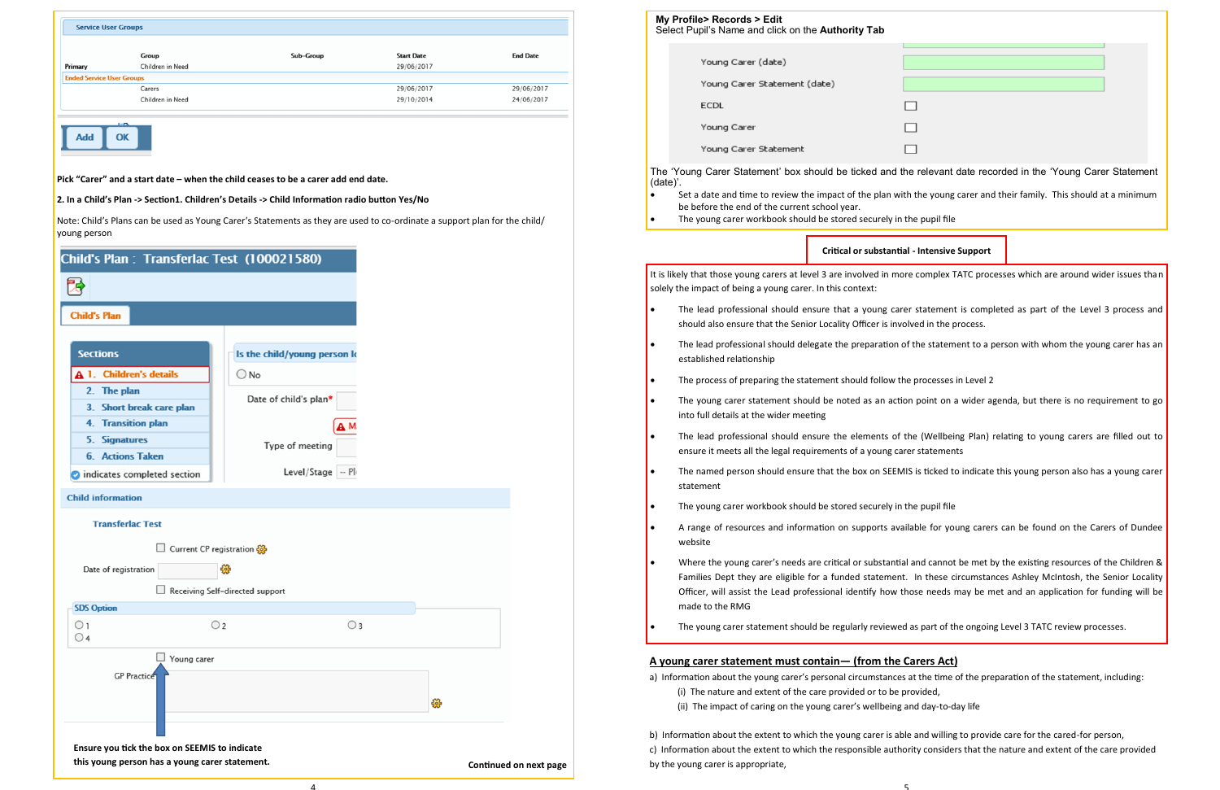Service User Groups

| | Group | Sub-Group | Start Date | End Date |
|---|---|---|---|---|
| Primary | Children in Need | | 29/06/2017 | |
| Ended Service User Groups | | | | |
| | Carers | | 29/06/2017 | 29/06/2017 |
| | Children in Need | | 29/10/2014 | 24/06/2017 |

Add OK

**Pick "Carer" and a start date – when the child ceases to be a carer add end date.**

**2. In a Child's Plan -> Section1. Children's Details -> Child Information radio button Yes/No**

Note: Child's Plans can be used as Young Carer's Statements as they are used to co-ordinate a support plan for the child/ young person

Child's Plan : Transferlac Test (100021580)

Child's Plan

Sections
1. Children's details
2. The plan
3. Short break care plan
4. Transition plan
5. Signatures
6. Actions Taken
indicates completed section

Is the child/young person lo
No
Date of child's plan*
Type of meeting
Level/Stage -- Pl

Child information

Transferlac Test

Current CP registration

Date of registration

Receiving Self-directed support

SDS Option
1 2 3
4

Young carer

GP Practice

**Ensure you tick the box on SEEMIS to indicate this young person has a young carer statement.**

**Continued on next page**

**My Profile> Records > Edit**
Select Pupil's Name and click on the **Authority Tab**

Young Carer (date)
Young Carer Statement (date)
ECDL
Young Carer
Young Carer Statement

The 'Young Carer Statement' box should be ticked and the relevant date recorded in the 'Young Carer Statement (date)'.

- Set a date and time to review the impact of the plan with the young carer and their family. This should at a minimum be before the end of the current school year.
- The young carer workbook should be stored securely in the pupil file

**Critical or substantial - Intensive Support**

It is likely that those young carers at level 3 are involved in more complex TATC processes which are around wider issues than solely the impact of being a young carer. In this context:

- The lead professional should ensure that a young carer statement is completed as part of the Level 3 process and should also ensure that the Senior Locality Officer is involved in the process.
- The lead professional should delegate the preparation of the statement to a person with whom the young carer has an established relationship
- The process of preparing the statement should follow the processes in Level 2
- The young carer statement should be noted as an action point on a wider agenda, but there is no requirement to go into full details at the wider meeting
- The lead professional should ensure the elements of the (Wellbeing Plan) relating to young carers are filled out to ensure it meets all the legal requirements of a young carer statements
- The named person should ensure that the box on SEEMIS is ticked to indicate this young person also has a young carer statement
- The young carer workbook should be stored securely in the pupil file
- A range of resources and information on supports available for young carers can be found on the Carers of Dundee website
- Where the young carer's needs are critical or substantial and cannot be met by the existing resources of the Children & Families Dept they are eligible for a funded statement. In these circumstances Ashley McIntosh, the Senior Locality Officer, will assist the Lead professional identify how those needs may be met and an application for funding will be made to the RMG
- The young carer statement should be regularly reviewed as part of the ongoing Level 3 TATC review processes.

**<u>A young carer statement must contain— (from the Carers Act)</u>**

a) Information about the young carer's personal circumstances at the time of the preparation of the statement, including:

(i) The nature and extent of the care provided or to be provided,
(ii) The impact of caring on the young carer's wellbeing and day-to-day life

b) Information about the extent to which the young carer is able and willing to provide care for the cared-for person,

c) Information about the extent to which the responsible authority considers that the nature and extent of the care provided by the young carer is appropriate,